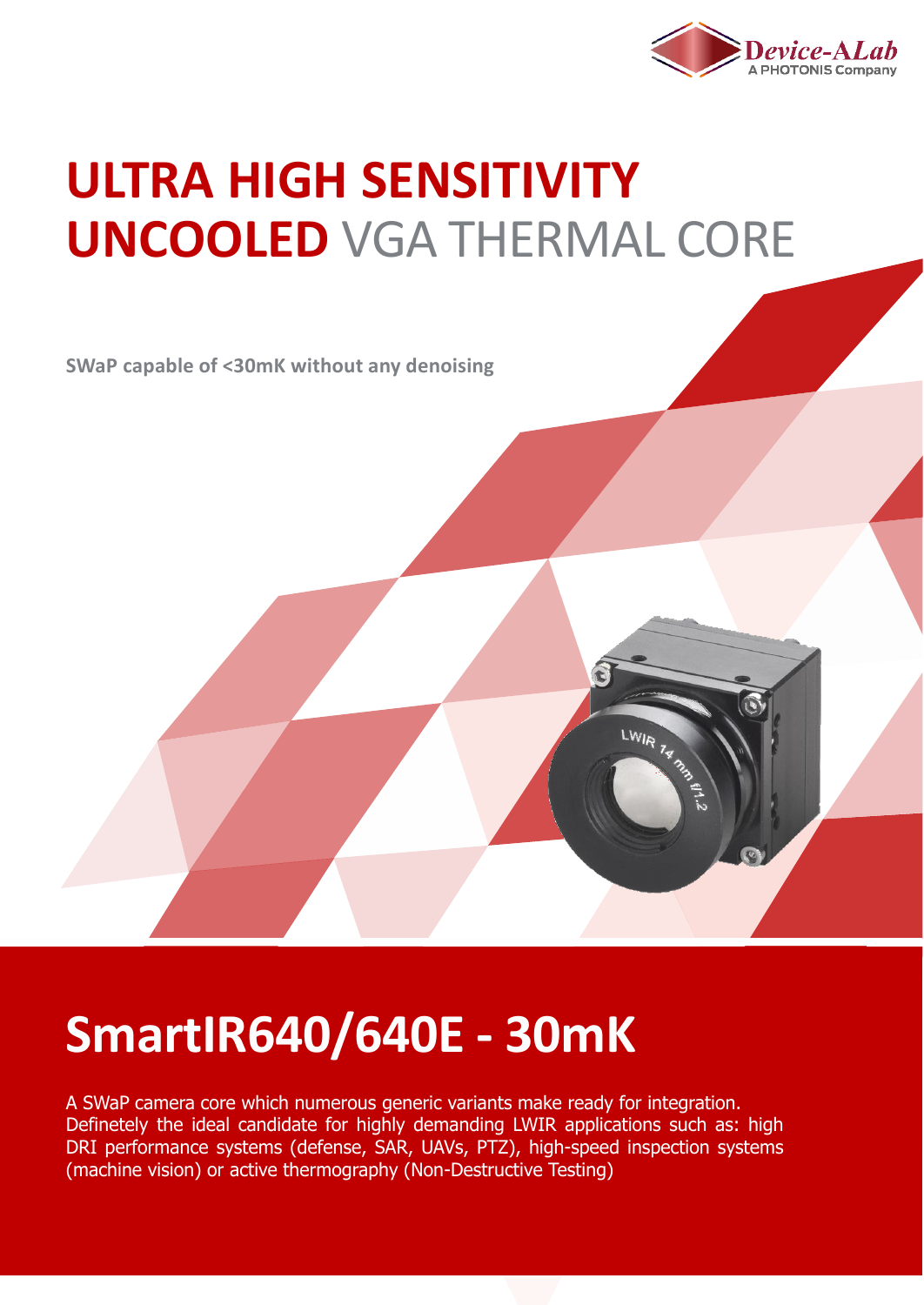# ULTRA HIGH SENSITIVITY UNCOOLED VGA THERMAL CORE

**SWaP capable of <30mK without any denoising**

# SmartIR640/640E - 30mK

A SWaP camera core which numerous generic variants make ready for integration. Definetely the ideal candidate for highly demanding LWIR applications such as: high DRI performance systems (defense, SAR, UAVs, PTZ), high-speed inspection systems (machine vision) or active thermography (Non-Destructive Testing)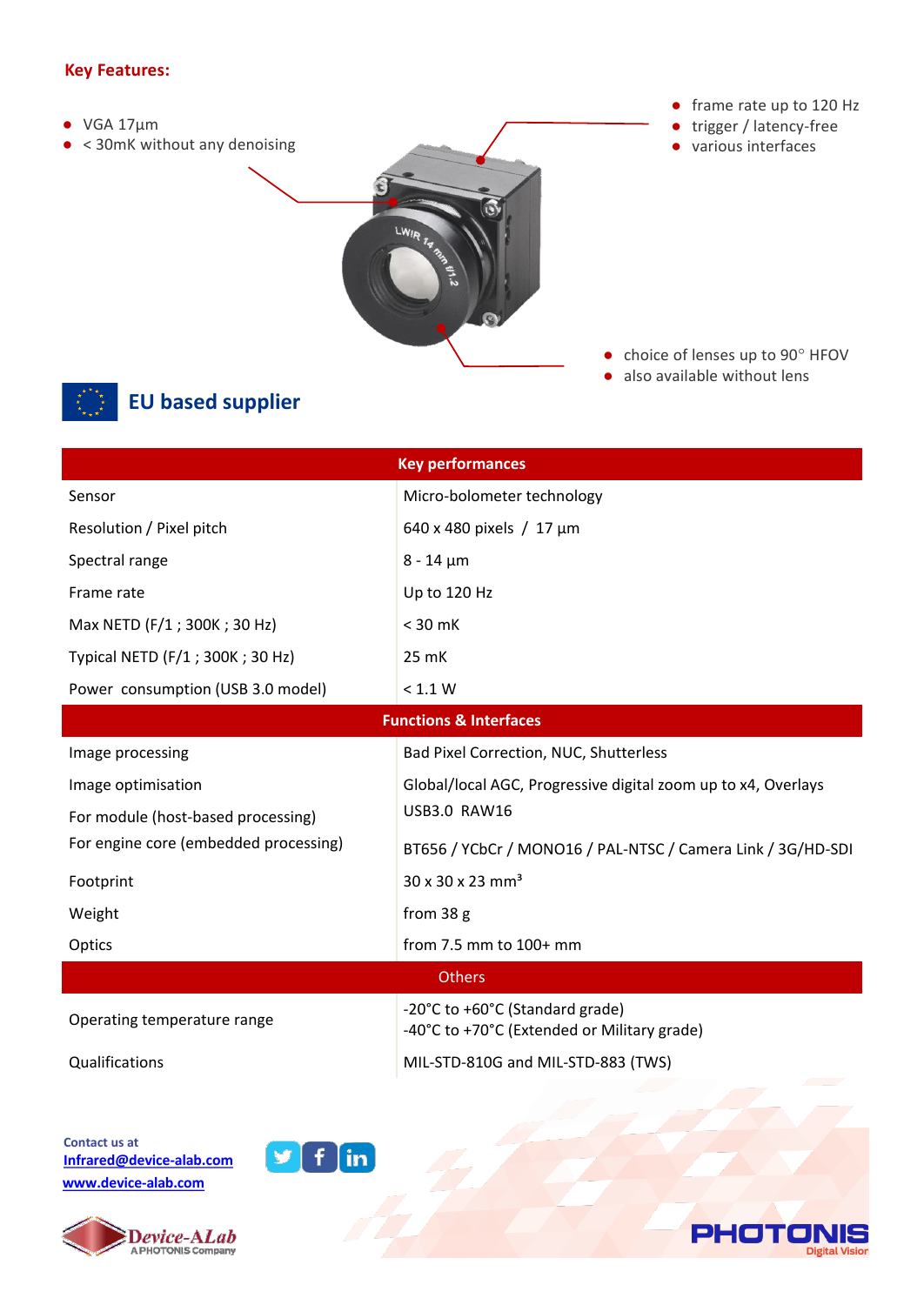**Key Features:**

- VGA 17µm
- < 30mK without any denoising

- frame rate up to 120 Hz
- trigger / latency-free
- various interfaces

- choice of lenses up to 90° HFOV
- also available without lens

## EU based supplier

| Key performances | |
|---|---|
| Sensor | Micro-bolometer technology |
| Resolution / Pixel pitch | 640 x 480 pixels / 17 µm |
| Spectral range | 8 - 14 µm |
| Frame rate | Up to 120 Hz |
| Max NETD (F/1 ; 300K ; 30 Hz) | < 30 mK |
| Typical NETD (F/1 ; 300K ; 30 Hz) | 25 mK |
| Power consumption (USB 3.0 model) | < 1.1 W |
| **Functions & Interfaces** | |
| Image processing | Bad Pixel Correction, NUC, Shutterless |
| Image optimisation | Global/local AGC, Progressive digital zoom up to x4, Overlays |
| For module (host-based processing) | USB3.0 RAW16 |
| For engine core (embedded processing) | BT656 / YCbCr / MONO16 / PAL-NTSC / Camera Link / 3G/HD-SDI |
| Footprint | 30 x 30 x 23 mm³ |
| Weight | from 38 g |
| Optics | from 7.5 mm to 100+ mm |
| **Others** | |
| Operating temperature range | -20°C to +60°C (Standard grade)<br>-40°C to +70°C (Extended or Military grade) |
| Qualifications | MIL-STD-810G and MIL-STD-883 (TWS) |

**Contact us at**
Infrared@device-alab.com
www.device-alab.com

Device-ALab
A PHOTONIS Company

PHOTONIS
Digital Vision